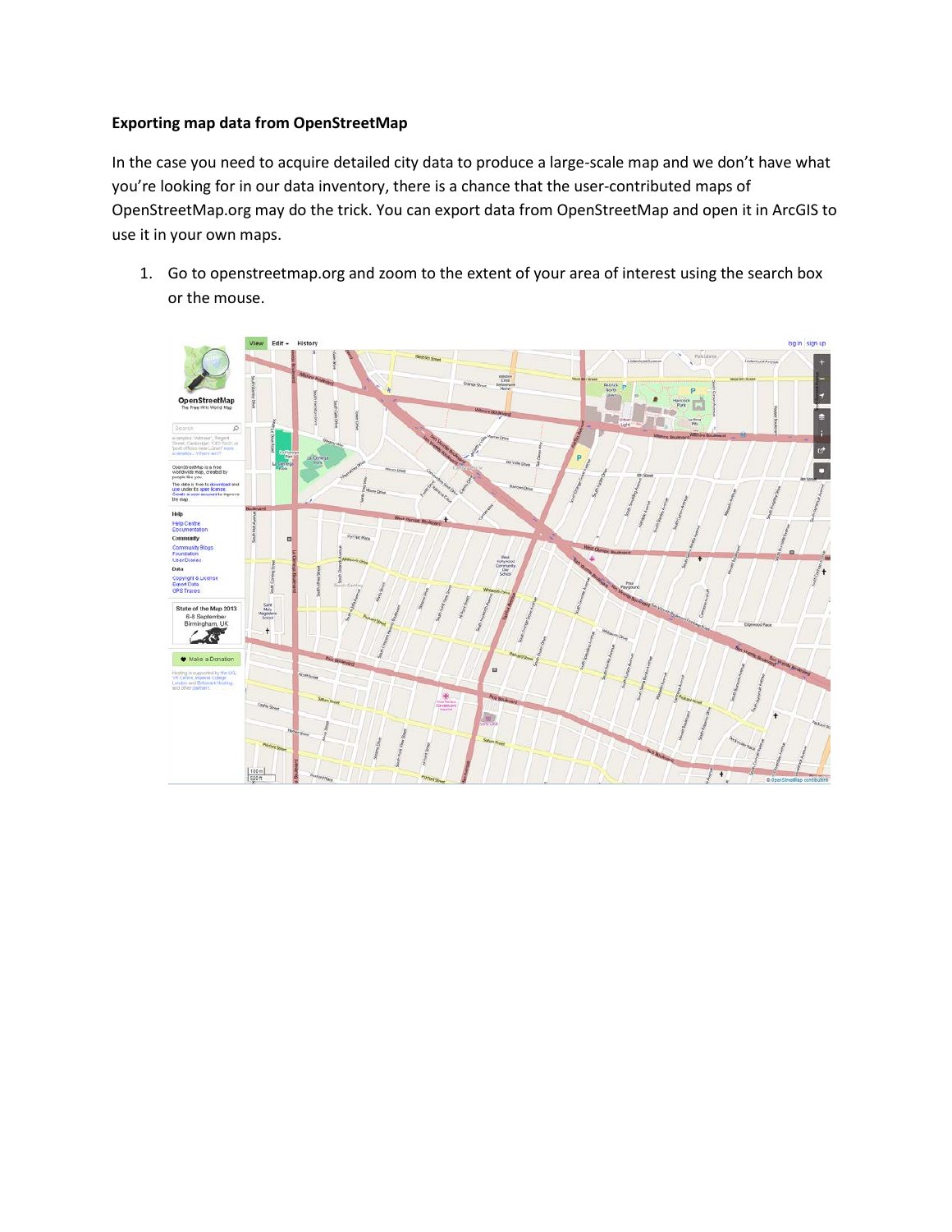**Exporting map data from OpenStreetMap**

In the case you need to acquire detailed city data to produce a large-scale map and we don't have what you're looking for in our data inventory, there is a chance that the user-contributed maps of OpenStreetMap.org may do the trick. You can export data from OpenStreetMap and open it in ArcGIS to use it in your own maps.

1. Go to openstreetmap.org and zoom to the extent of your area of interest using the search box or the mouse.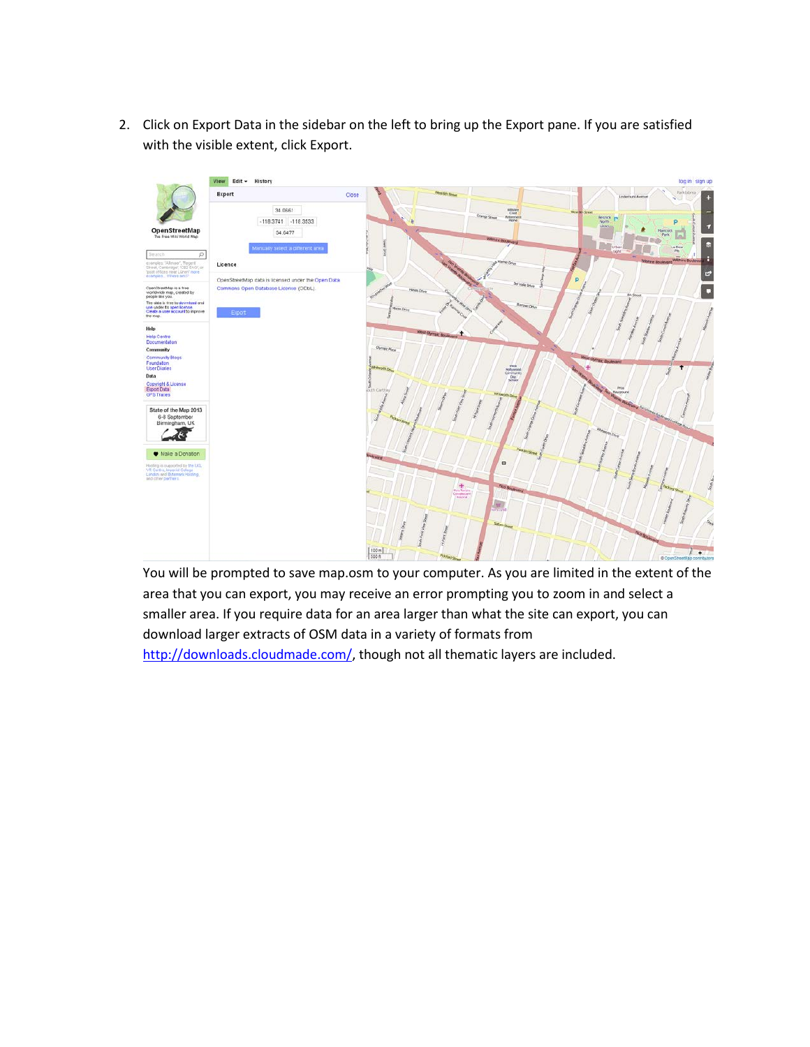2. Click on Export Data in the sidebar on the left to bring up the Export pane. If you are satisfied with the visible extent, click Export.

   You will be prompted to save map.osm to your computer. As you are limited in the extent of the area that you can export, you may receive an error prompting you to zoom in and select a smaller area. If you require data for an area larger than what the site can export, you can download larger extracts of OSM data in a variety of formats from http://downloads.cloudmade.com/, though not all thematic layers are included.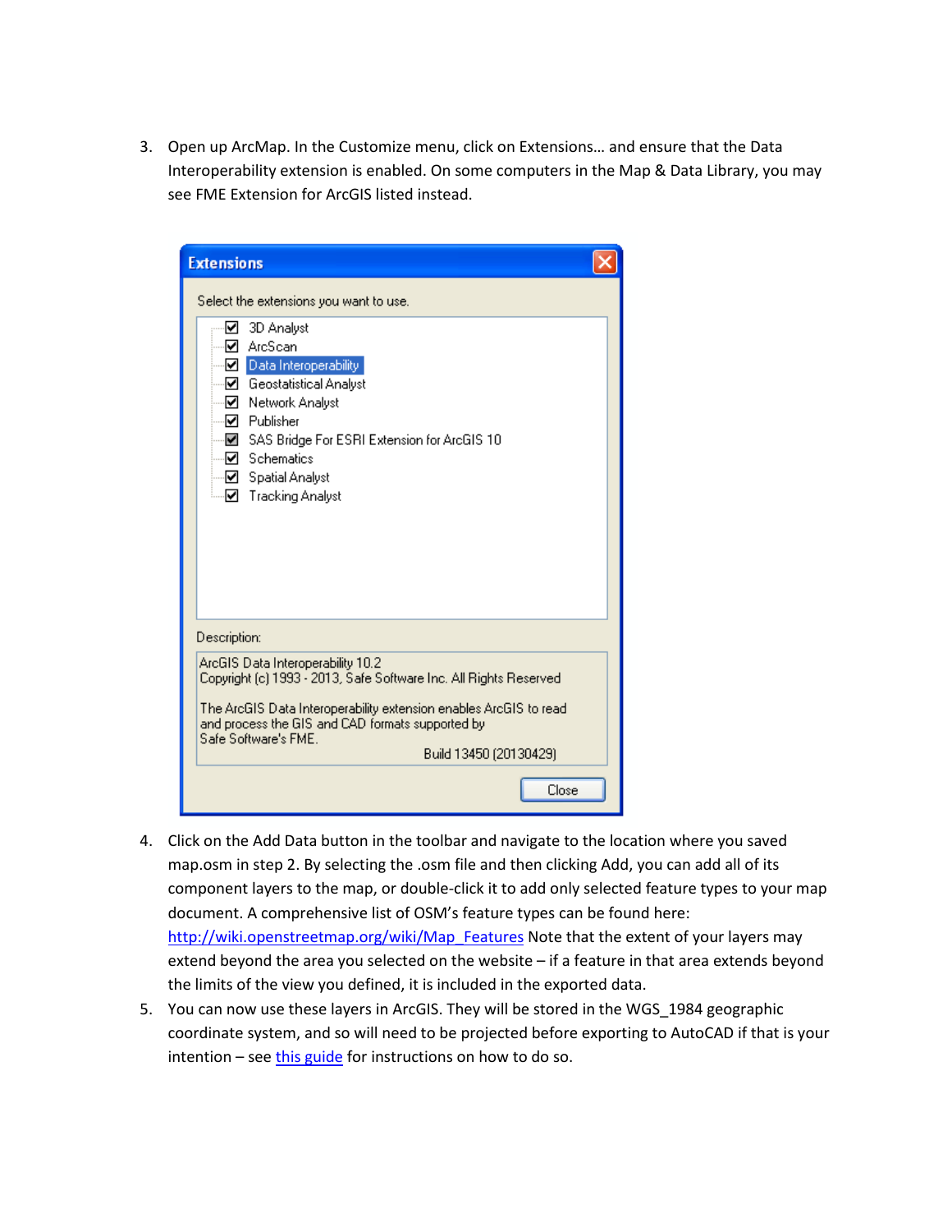3. Open up ArcMap. In the Customize menu, click on Extensions… and ensure that the Data Interoperability extension is enabled. On some computers in the Map & Data Library, you may see FME Extension for ArcGIS listed instead.

4. Click on the Add Data button in the toolbar and navigate to the location where you saved map.osm in step 2. By selecting the .osm file and then clicking Add, you can add all of its component layers to the map, or double-click it to add only selected feature types to your map document. A comprehensive list of OSM's feature types can be found here: [http://wiki.openstreetmap.org/wiki/Map_Features](http://wiki.openstreetmap.org/wiki/Map_Features) Note that the extent of your layers may extend beyond the area you selected on the website – if a feature in that area extends beyond the limits of the view you defined, it is included in the exported data.
5. You can now use these layers in ArcGIS. They will be stored in the WGS_1984 geographic coordinate system, and so will need to be projected before exporting to AutoCAD if that is your intention – see this guide for instructions on how to do so.